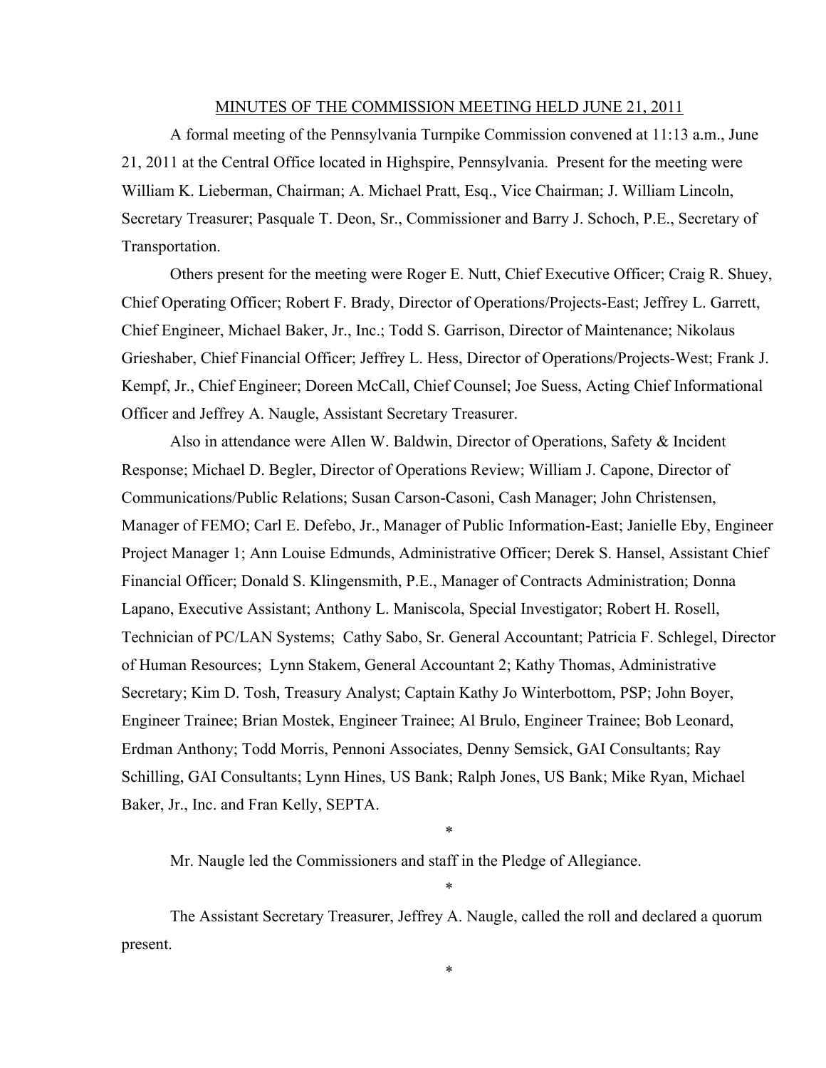MINUTES OF THE COMMISSION MEETING HELD JUNE 21, 2011

A formal meeting of the Pennsylvania Turnpike Commission convened at 11:13 a.m., June 21, 2011 at the Central Office located in Highspire, Pennsylvania. Present for the meeting were William K. Lieberman, Chairman; A. Michael Pratt, Esq., Vice Chairman; J. William Lincoln, Secretary Treasurer; Pasquale T. Deon, Sr., Commissioner and Barry J. Schoch, P.E., Secretary of Transportation.

Others present for the meeting were Roger E. Nutt, Chief Executive Officer; Craig R. Shuey, Chief Operating Officer; Robert F. Brady, Director of Operations/Projects-East; Jeffrey L. Garrett, Chief Engineer, Michael Baker, Jr., Inc.; Todd S. Garrison, Director of Maintenance; Nikolaus Grieshaber, Chief Financial Officer; Jeffrey L. Hess, Director of Operations/Projects-West; Frank J. Kempf, Jr., Chief Engineer; Doreen McCall, Chief Counsel; Joe Suess, Acting Chief Informational Officer and Jeffrey A. Naugle, Assistant Secretary Treasurer.

Also in attendance were Allen W. Baldwin, Director of Operations, Safety & Incident Response; Michael D. Begler, Director of Operations Review; William J. Capone, Director of Communications/Public Relations; Susan Carson-Casoni, Cash Manager; John Christensen, Manager of FEMO; Carl E. Defebo, Jr., Manager of Public Information-East; Janielle Eby, Engineer Project Manager 1; Ann Louise Edmunds, Administrative Officer; Derek S. Hansel, Assistant Chief Financial Officer; Donald S. Klingensmith, P.E., Manager of Contracts Administration; Donna Lapano, Executive Assistant; Anthony L. Maniscola, Special Investigator; Robert H. Rosell, Technician of PC/LAN Systems; Cathy Sabo, Sr. General Accountant; Patricia F. Schlegel, Director of Human Resources; Lynn Stakem, General Accountant 2; Kathy Thomas, Administrative Secretary; Kim D. Tosh, Treasury Analyst; Captain Kathy Jo Winterbottom, PSP; John Boyer, Engineer Trainee; Brian Mostek, Engineer Trainee; Al Brulo, Engineer Trainee; Bob Leonard, Erdman Anthony; Todd Morris, Pennoni Associates, Denny Semsick, GAI Consultants; Ray Schilling, GAI Consultants; Lynn Hines, US Bank; Ralph Jones, US Bank; Mike Ryan, Michael Baker, Jr., Inc. and Fran Kelly, SEPTA.

*

Mr. Naugle led the Commissioners and staff in the Pledge of Allegiance.

*

The Assistant Secretary Treasurer, Jeffrey A. Naugle, called the roll and declared a quorum present.

*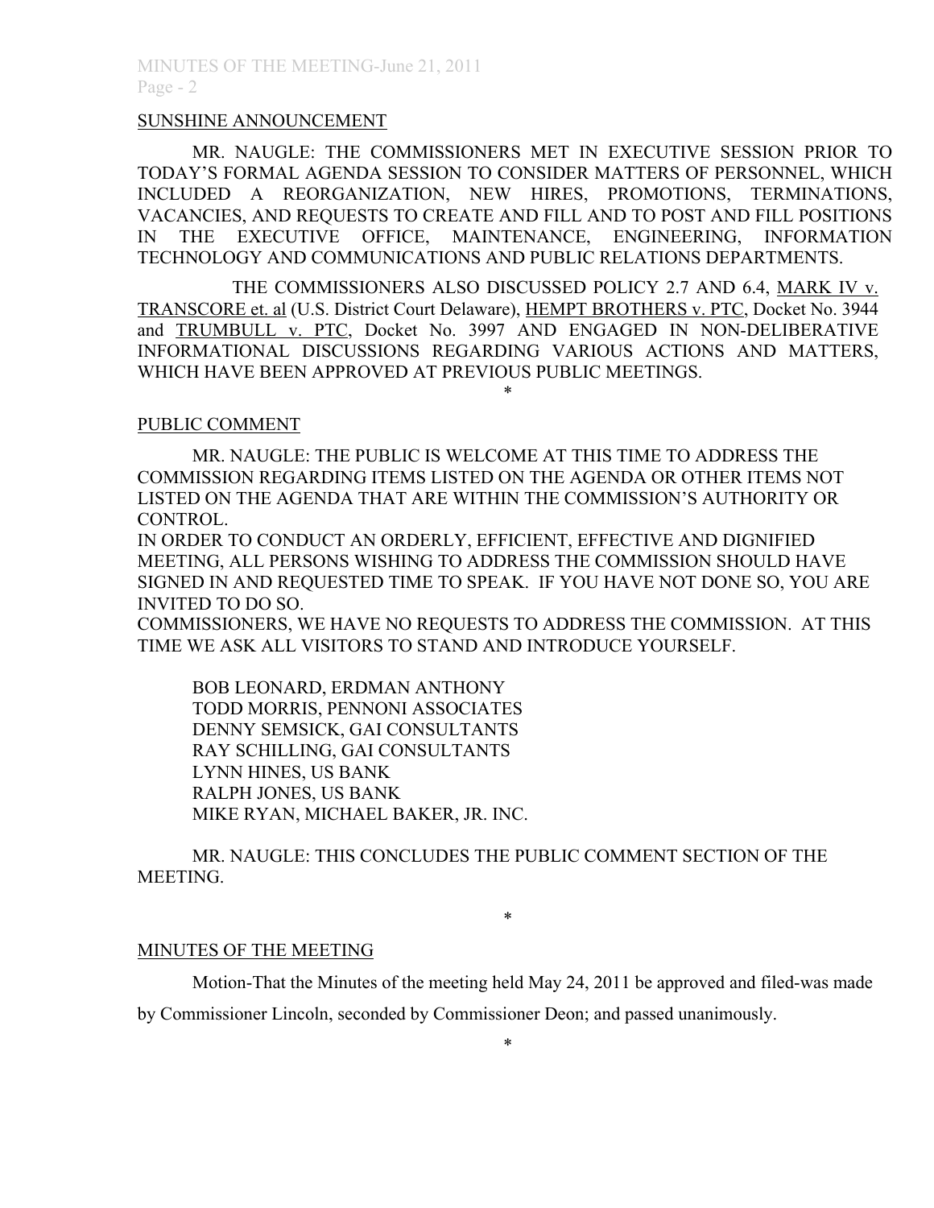<u>SUNSHINE ANNOUNCEMENT</u>

MR. NAUGLE: THE COMMISSIONERS MET IN EXECUTIVE SESSION PRIOR TO TODAY'S FORMAL AGENDA SESSION TO CONSIDER MATTERS OF PERSONNEL, WHICH INCLUDED A REORGANIZATION, NEW HIRES, PROMOTIONS, TERMINATIONS, VACANCIES, AND REQUESTS TO CREATE AND FILL AND TO POST AND FILL POSITIONS IN THE EXECUTIVE OFFICE, MAINTENANCE, ENGINEERING, INFORMATION TECHNOLOGY AND COMMUNICATIONS AND PUBLIC RELATIONS DEPARTMENTS.

THE COMMISSIONERS ALSO DISCUSSED POLICY 2.7 AND 6.4, <u>MARK IV v. TRANSCORE et. al</u> (U.S. District Court Delaware), <u>HEMPT BROTHERS v. PTC</u>, Docket No. 3944 and <u>TRUMBULL v. PTC</u>, Docket No. 3997 AND ENGAGED IN NON-DELIBERATIVE INFORMATIONAL DISCUSSIONS REGARDING VARIOUS ACTIONS AND MATTERS, WHICH HAVE BEEN APPROVED AT PREVIOUS PUBLIC MEETINGS.

\*

<u>PUBLIC COMMENT</u>

MR. NAUGLE: THE PUBLIC IS WELCOME AT THIS TIME TO ADDRESS THE COMMISSION REGARDING ITEMS LISTED ON THE AGENDA OR OTHER ITEMS NOT LISTED ON THE AGENDA THAT ARE WITHIN THE COMMISSION'S AUTHORITY OR CONTROL.

IN ORDER TO CONDUCT AN ORDERLY, EFFICIENT, EFFECTIVE AND DIGNIFIED MEETING, ALL PERSONS WISHING TO ADDRESS THE COMMISSION SHOULD HAVE SIGNED IN AND REQUESTED TIME TO SPEAK. IF YOU HAVE NOT DONE SO, YOU ARE INVITED TO DO SO.

COMMISSIONERS, WE HAVE NO REQUESTS TO ADDRESS THE COMMISSION. AT THIS TIME WE ASK ALL VISITORS TO STAND AND INTRODUCE YOURSELF.

BOB LEONARD, ERDMAN ANTHONY  
TODD MORRIS, PENNONI ASSOCIATES  
DENNY SEMSICK, GAI CONSULTANTS  
RAY SCHILLING, GAI CONSULTANTS  
LYNN HINES, US BANK  
RALPH JONES, US BANK  
MIKE RYAN, MICHAEL BAKER, JR. INC.

MR. NAUGLE: THIS CONCLUDES THE PUBLIC COMMENT SECTION OF THE MEETING.

\*

<u>MINUTES OF THE MEETING</u>

Motion-That the Minutes of the meeting held May 24, 2011 be approved and filed-was made by Commissioner Lincoln, seconded by Commissioner Deon; and passed unanimously.

\*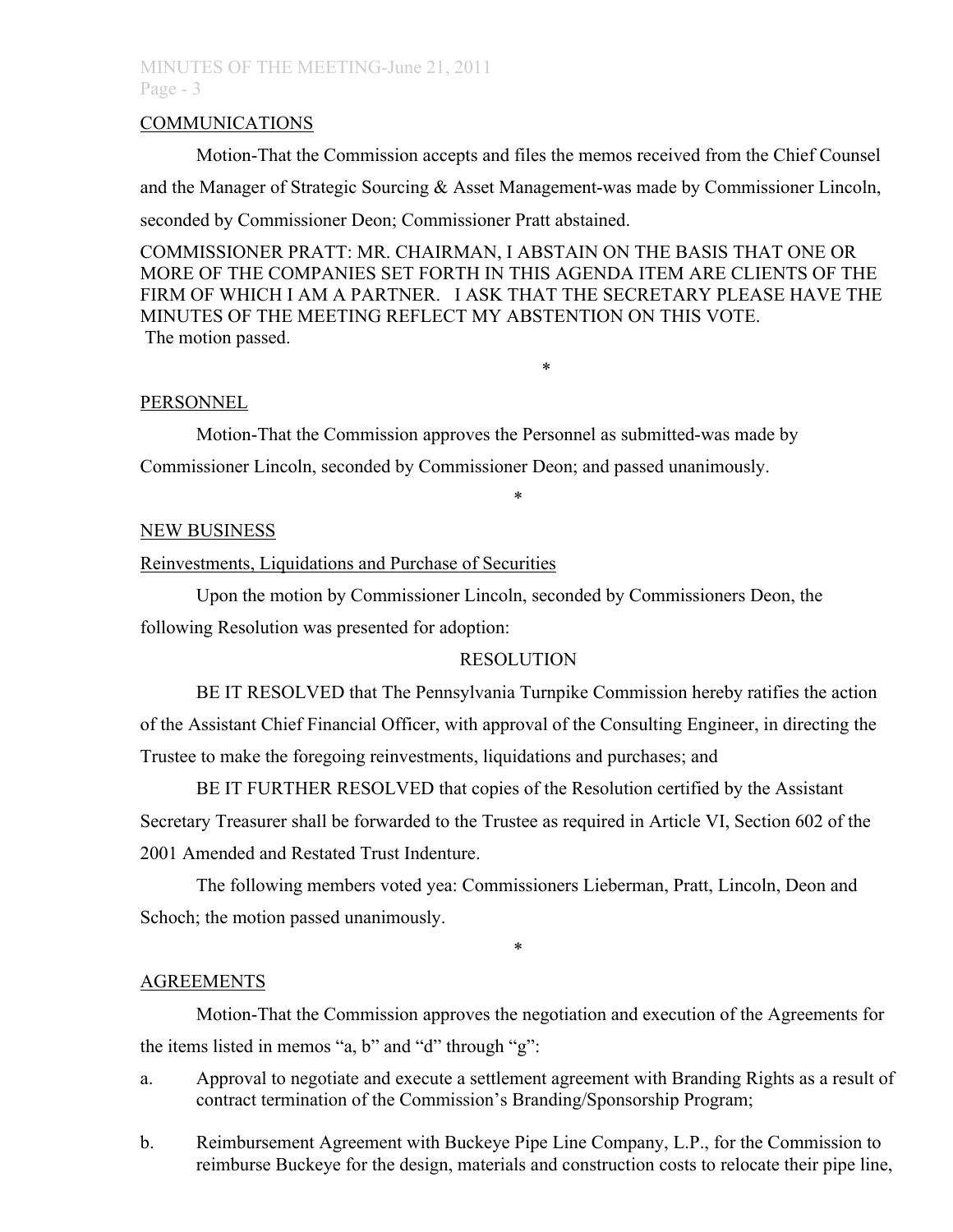COMMUNICATIONS

Motion-That the Commission accepts and files the memos received from the Chief Counsel and the Manager of Strategic Sourcing & Asset Management-was made by Commissioner Lincoln, seconded by Commissioner Deon; Commissioner Pratt abstained.

COMMISSIONER PRATT: MR. CHAIRMAN, I ABSTAIN ON THE BASIS THAT ONE OR MORE OF THE COMPANIES SET FORTH IN THIS AGENDA ITEM ARE CLIENTS OF THE FIRM OF WHICH I AM A PARTNER. I ASK THAT THE SECRETARY PLEASE HAVE THE MINUTES OF THE MEETING REFLECT MY ABSTENTION ON THIS VOTE.

The motion passed.

*

PERSONNEL

Motion-That the Commission approves the Personnel as submitted-was made by Commissioner Lincoln, seconded by Commissioner Deon; and passed unanimously.

*

NEW BUSINESS

Reinvestments, Liquidations and Purchase of Securities

Upon the motion by Commissioner Lincoln, seconded by Commissioners Deon, the following Resolution was presented for adoption:

RESOLUTION

BE IT RESOLVED that The Pennsylvania Turnpike Commission hereby ratifies the action of the Assistant Chief Financial Officer, with approval of the Consulting Engineer, in directing the Trustee to make the foregoing reinvestments, liquidations and purchases; and

BE IT FURTHER RESOLVED that copies of the Resolution certified by the Assistant Secretary Treasurer shall be forwarded to the Trustee as required in Article VI, Section 602 of the 2001 Amended and Restated Trust Indenture.

The following members voted yea: Commissioners Lieberman, Pratt, Lincoln, Deon and Schoch; the motion passed unanimously.

*

AGREEMENTS

Motion-That the Commission approves the negotiation and execution of the Agreements for the items listed in memos "a, b" and "d" through "g":

a. Approval to negotiate and execute a settlement agreement with Branding Rights as a result of contract termination of the Commission's Branding/Sponsorship Program;

b. Reimbursement Agreement with Buckeye Pipe Line Company, L.P., for the Commission to reimburse Buckeye for the design, materials and construction costs to relocate their pipe line,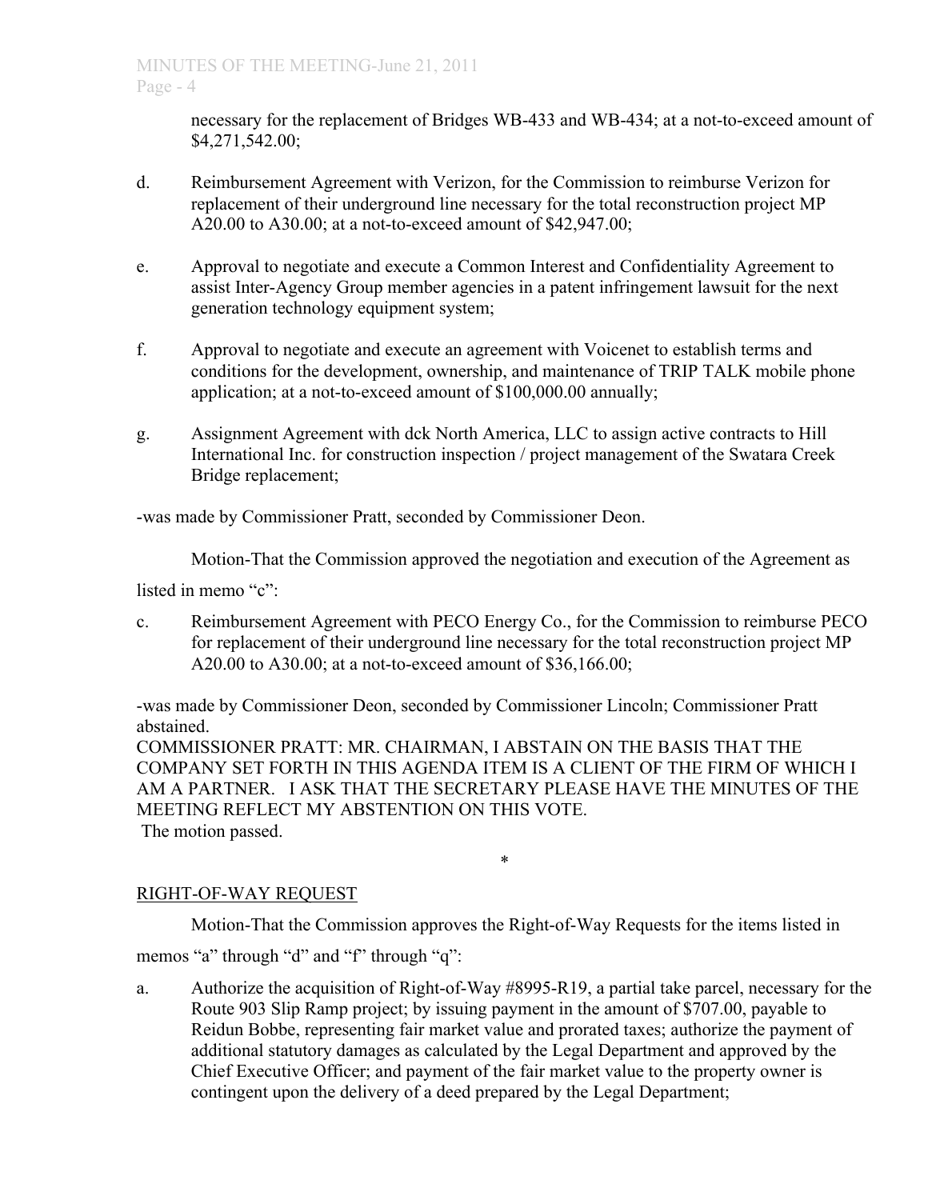necessary for the replacement of Bridges WB-433 and WB-434; at a not-to-exceed amount of $4,271,542.00;

d. Reimbursement Agreement with Verizon, for the Commission to reimburse Verizon for replacement of their underground line necessary for the total reconstruction project MP A20.00 to A30.00; at a not-to-exceed amount of $42,947.00;

e. Approval to negotiate and execute a Common Interest and Confidentiality Agreement to assist Inter-Agency Group member agencies in a patent infringement lawsuit for the next generation technology equipment system;

f. Approval to negotiate and execute an agreement with Voicenet to establish terms and conditions for the development, ownership, and maintenance of TRIP TALK mobile phone application; at a not-to-exceed amount of $100,000.00 annually;

g. Assignment Agreement with dck North America, LLC to assign active contracts to Hill International Inc. for construction inspection / project management of the Swatara Creek Bridge replacement;

-was made by Commissioner Pratt, seconded by Commissioner Deon.

Motion-That the Commission approved the negotiation and execution of the Agreement as listed in memo "c":

c. Reimbursement Agreement with PECO Energy Co., for the Commission to reimburse PECO for replacement of their underground line necessary for the total reconstruction project MP A20.00 to A30.00; at a not-to-exceed amount of $36,166.00;

-was made by Commissioner Deon, seconded by Commissioner Lincoln; Commissioner Pratt abstained.

COMMISSIONER PRATT: MR. CHAIRMAN, I ABSTAIN ON THE BASIS THAT THE COMPANY SET FORTH IN THIS AGENDA ITEM IS A CLIENT OF THE FIRM OF WHICH I AM A PARTNER. I ASK THAT THE SECRETARY PLEASE HAVE THE MINUTES OF THE MEETING REFLECT MY ABSTENTION ON THIS VOTE.

The motion passed.

*

## RIGHT-OF-WAY REQUEST

Motion-That the Commission approves the Right-of-Way Requests for the items listed in memos "a" through "d" and "f" through "q":

a. Authorize the acquisition of Right-of-Way #8995-R19, a partial take parcel, necessary for the Route 903 Slip Ramp project; by issuing payment in the amount of $707.00, payable to Reidun Bobbe, representing fair market value and prorated taxes; authorize the payment of additional statutory damages as calculated by the Legal Department and approved by the Chief Executive Officer; and payment of the fair market value to the property owner is contingent upon the delivery of a deed prepared by the Legal Department;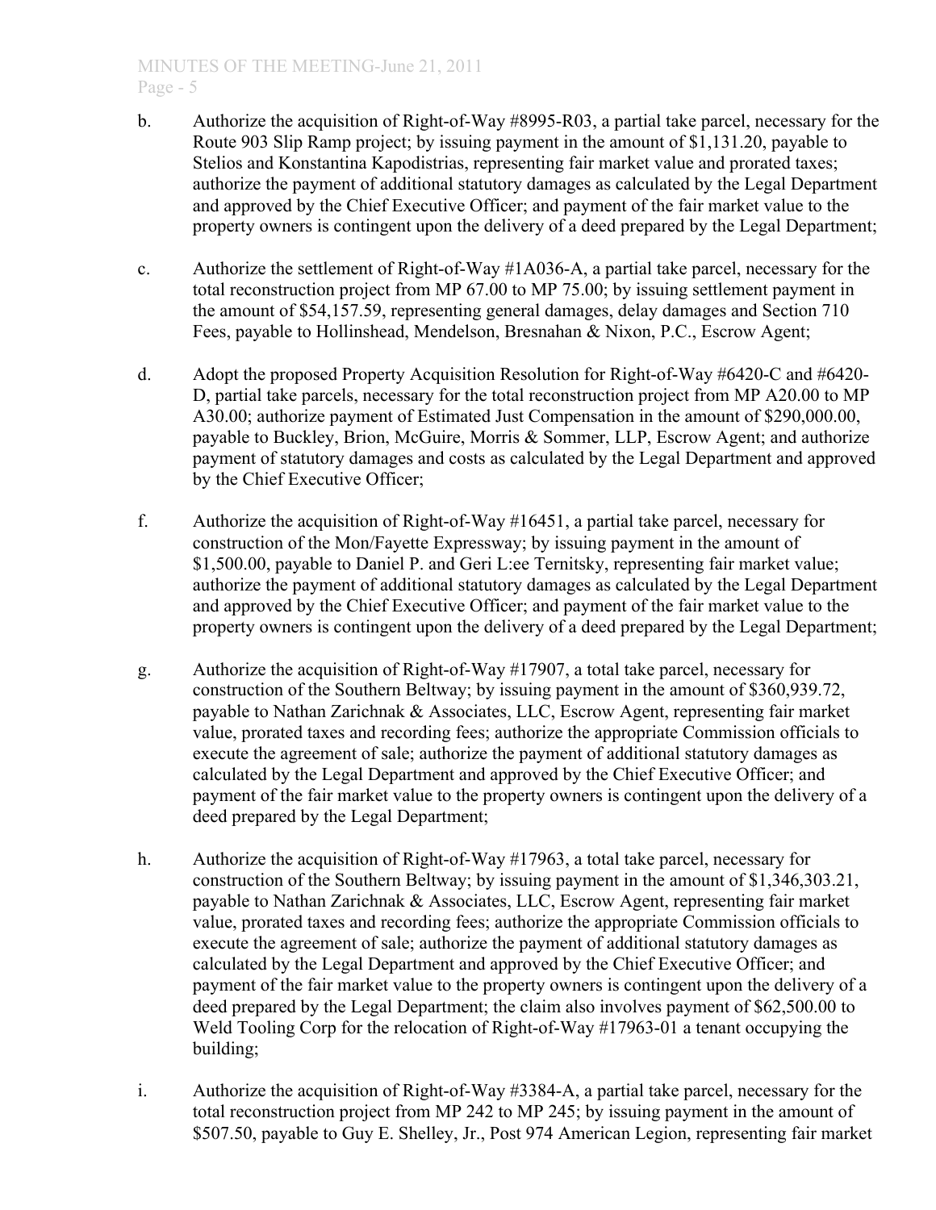b. Authorize the acquisition of Right-of-Way #8995-R03, a partial take parcel, necessary for the Route 903 Slip Ramp project; by issuing payment in the amount of $1,131.20, payable to Stelios and Konstantina Kapodistrias, representing fair market value and prorated taxes; authorize the payment of additional statutory damages as calculated by the Legal Department and approved by the Chief Executive Officer; and payment of the fair market value to the property owners is contingent upon the delivery of a deed prepared by the Legal Department;

c. Authorize the settlement of Right-of-Way #1A036-A, a partial take parcel, necessary for the total reconstruction project from MP 67.00 to MP 75.00; by issuing settlement payment in the amount of $54,157.59, representing general damages, delay damages and Section 710 Fees, payable to Hollinshead, Mendelson, Bresnahan & Nixon, P.C., Escrow Agent;

d. Adopt the proposed Property Acquisition Resolution for Right-of-Way #6420-C and #6420-D, partial take parcels, necessary for the total reconstruction project from MP A20.00 to MP A30.00; authorize payment of Estimated Just Compensation in the amount of $290,000.00, payable to Buckley, Brion, McGuire, Morris & Sommer, LLP, Escrow Agent; and authorize payment of statutory damages and costs as calculated by the Legal Department and approved by the Chief Executive Officer;

f. Authorize the acquisition of Right-of-Way #16451, a partial take parcel, necessary for construction of the Mon/Fayette Expressway; by issuing payment in the amount of $1,500.00, payable to Daniel P. and Geri L:ee Ternitsky, representing fair market value; authorize the payment of additional statutory damages as calculated by the Legal Department and approved by the Chief Executive Officer; and payment of the fair market value to the property owners is contingent upon the delivery of a deed prepared by the Legal Department;

g. Authorize the acquisition of Right-of-Way #17907, a total take parcel, necessary for construction of the Southern Beltway; by issuing payment in the amount of $360,939.72, payable to Nathan Zarichnak & Associates, LLC, Escrow Agent, representing fair market value, prorated taxes and recording fees; authorize the appropriate Commission officials to execute the agreement of sale; authorize the payment of additional statutory damages as calculated by the Legal Department and approved by the Chief Executive Officer; and payment of the fair market value to the property owners is contingent upon the delivery of a deed prepared by the Legal Department;

h. Authorize the acquisition of Right-of-Way #17963, a total take parcel, necessary for construction of the Southern Beltway; by issuing payment in the amount of $1,346,303.21, payable to Nathan Zarichnak & Associates, LLC, Escrow Agent, representing fair market value, prorated taxes and recording fees; authorize the appropriate Commission officials to execute the agreement of sale; authorize the payment of additional statutory damages as calculated by the Legal Department and approved by the Chief Executive Officer; and payment of the fair market value to the property owners is contingent upon the delivery of a deed prepared by the Legal Department; the claim also involves payment of $62,500.00 to Weld Tooling Corp for the relocation of Right-of-Way #17963-01 a tenant occupying the building;

i. Authorize the acquisition of Right-of-Way #3384-A, a partial take parcel, necessary for the total reconstruction project from MP 242 to MP 245; by issuing payment in the amount of $507.50, payable to Guy E. Shelley, Jr., Post 974 American Legion, representing fair market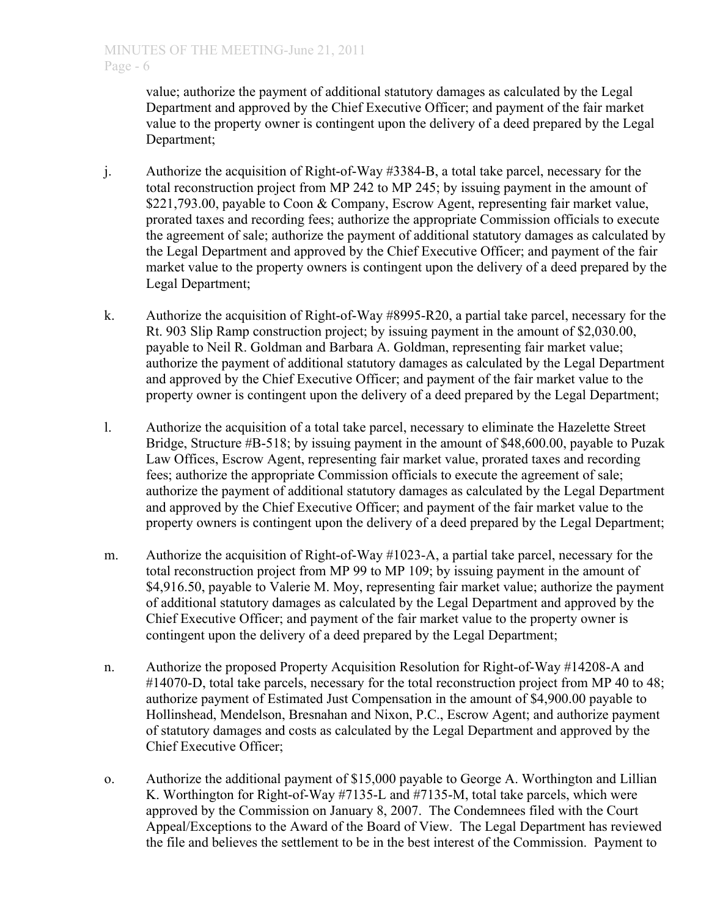value; authorize the payment of additional statutory damages as calculated by the Legal Department and approved by the Chief Executive Officer; and payment of the fair market value to the property owner is contingent upon the delivery of a deed prepared by the Legal Department;

j. Authorize the acquisition of Right-of-Way #3384-B, a total take parcel, necessary for the total reconstruction project from MP 242 to MP 245; by issuing payment in the amount of $221,793.00, payable to Coon & Company, Escrow Agent, representing fair market value, prorated taxes and recording fees; authorize the appropriate Commission officials to execute the agreement of sale; authorize the payment of additional statutory damages as calculated by the Legal Department and approved by the Chief Executive Officer; and payment of the fair market value to the property owners is contingent upon the delivery of a deed prepared by the Legal Department;

k. Authorize the acquisition of Right-of-Way #8995-R20, a partial take parcel, necessary for the Rt. 903 Slip Ramp construction project; by issuing payment in the amount of $2,030.00, payable to Neil R. Goldman and Barbara A. Goldman, representing fair market value; authorize the payment of additional statutory damages as calculated by the Legal Department and approved by the Chief Executive Officer; and payment of the fair market value to the property owner is contingent upon the delivery of a deed prepared by the Legal Department;

l. Authorize the acquisition of a total take parcel, necessary to eliminate the Hazelette Street Bridge, Structure #B-518; by issuing payment in the amount of $48,600.00, payable to Puzak Law Offices, Escrow Agent, representing fair market value, prorated taxes and recording fees; authorize the appropriate Commission officials to execute the agreement of sale; authorize the payment of additional statutory damages as calculated by the Legal Department and approved by the Chief Executive Officer; and payment of the fair market value to the property owners is contingent upon the delivery of a deed prepared by the Legal Department;

m. Authorize the acquisition of Right-of-Way #1023-A, a partial take parcel, necessary for the total reconstruction project from MP 99 to MP 109; by issuing payment in the amount of $4,916.50, payable to Valerie M. Moy, representing fair market value; authorize the payment of additional statutory damages as calculated by the Legal Department and approved by the Chief Executive Officer; and payment of the fair market value to the property owner is contingent upon the delivery of a deed prepared by the Legal Department;

n. Authorize the proposed Property Acquisition Resolution for Right-of-Way #14208-A and #14070-D, total take parcels, necessary for the total reconstruction project from MP 40 to 48; authorize payment of Estimated Just Compensation in the amount of $4,900.00 payable to Hollinshead, Mendelson, Bresnahan and Nixon, P.C., Escrow Agent; and authorize payment of statutory damages and costs as calculated by the Legal Department and approved by the Chief Executive Officer;

o. Authorize the additional payment of $15,000 payable to George A. Worthington and Lillian K. Worthington for Right-of-Way #7135-L and #7135-M, total take parcels, which were approved by the Commission on January 8, 2007. The Condemnees filed with the Court Appeal/Exceptions to the Award of the Board of View. The Legal Department has reviewed the file and believes the settlement to be in the best interest of the Commission. Payment to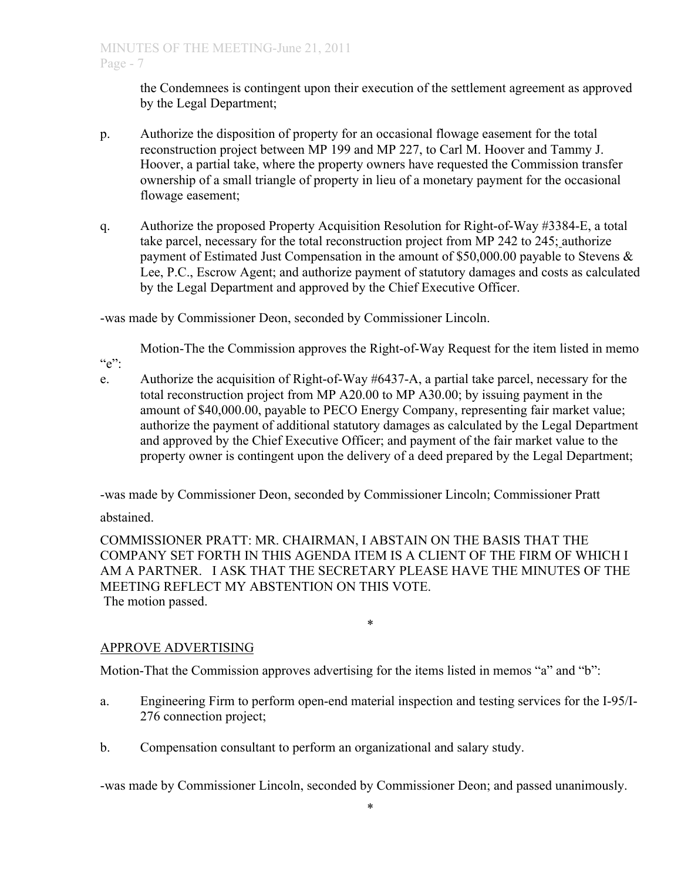the Condemnees is contingent upon their execution of the settlement agreement as approved by the Legal Department;

p. Authorize the disposition of property for an occasional flowage easement for the total reconstruction project between MP 199 and MP 227, to Carl M. Hoover and Tammy J. Hoover, a partial take, where the property owners have requested the Commission transfer ownership of a small triangle of property in lieu of a monetary payment for the occasional flowage easement;

q. Authorize the proposed Property Acquisition Resolution for Right-of-Way #3384-E, a total take parcel, necessary for the total reconstruction project from MP 242 to 245; authorize payment of Estimated Just Compensation in the amount of $50,000.00 payable to Stevens & Lee, P.C., Escrow Agent; and authorize payment of statutory damages and costs as calculated by the Legal Department and approved by the Chief Executive Officer.

-was made by Commissioner Deon, seconded by Commissioner Lincoln.

Motion-The the Commission approves the Right-of-Way Request for the item listed in memo "e":

e. Authorize the acquisition of Right-of-Way #6437-A, a partial take parcel, necessary for the total reconstruction project from MP A20.00 to MP A30.00; by issuing payment in the amount of $40,000.00, payable to PECO Energy Company, representing fair market value; authorize the payment of additional statutory damages as calculated by the Legal Department and approved by the Chief Executive Officer; and payment of the fair market value to the property owner is contingent upon the delivery of a deed prepared by the Legal Department;

-was made by Commissioner Deon, seconded by Commissioner Lincoln; Commissioner Pratt abstained.

COMMISSIONER PRATT: MR. CHAIRMAN, I ABSTAIN ON THE BASIS THAT THE COMPANY SET FORTH IN THIS AGENDA ITEM IS A CLIENT OF THE FIRM OF WHICH I AM A PARTNER. I ASK THAT THE SECRETARY PLEASE HAVE THE MINUTES OF THE MEETING REFLECT MY ABSTENTION ON THIS VOTE.
The motion passed.

*

## APPROVE ADVERTISING

Motion-That the Commission approves advertising for the items listed in memos "a" and "b":

a. Engineering Firm to perform open-end material inspection and testing services for the I-95/I-276 connection project;

b. Compensation consultant to perform an organizational and salary study.

-was made by Commissioner Lincoln, seconded by Commissioner Deon; and passed unanimously.

*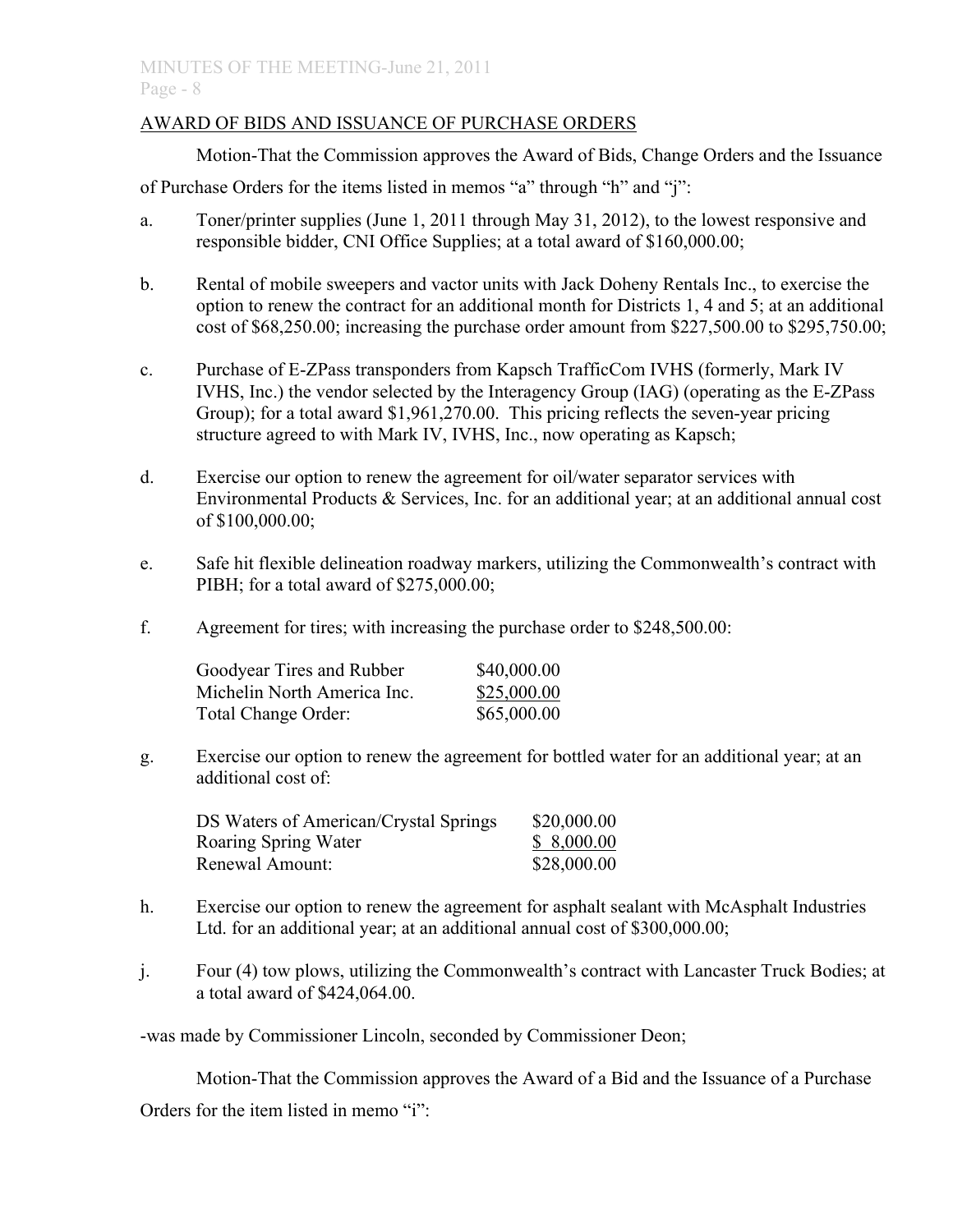AWARD OF BIDS AND ISSUANCE OF PURCHASE ORDERS

Motion-That the Commission approves the Award of Bids, Change Orders and the Issuance of Purchase Orders for the items listed in memos "a" through "h" and "j":

a. Toner/printer supplies (June 1, 2011 through May 31, 2012), to the lowest responsive and responsible bidder, CNI Office Supplies; at a total award of $160,000.00;

b. Rental of mobile sweepers and vactor units with Jack Doheny Rentals Inc., to exercise the option to renew the contract for an additional month for Districts 1, 4 and 5; at an additional cost of $68,250.00; increasing the purchase order amount from $227,500.00 to $295,750.00;

c. Purchase of E-ZPass transponders from Kapsch TrafficCom IVHS (formerly, Mark IV IVHS, Inc.) the vendor selected by the Interagency Group (IAG) (operating as the E-ZPass Group); for a total award $1,961,270.00. This pricing reflects the seven-year pricing structure agreed to with Mark IV, IVHS, Inc., now operating as Kapsch;

d. Exercise our option to renew the agreement for oil/water separator services with Environmental Products & Services, Inc. for an additional year; at an additional annual cost of $100,000.00;

e. Safe hit flexible delineation roadway markers, utilizing the Commonwealth's contract with PIBH; for a total award of $275,000.00;

f. Agreement for tires; with increasing the purchase order to $248,500.00:

| | |
|---|---|
| Goodyear Tires and Rubber | $40,000.00 |
| Michelin North America Inc. | $25,000.00 |
| Total Change Order: | $65,000.00 |

g. Exercise our option to renew the agreement for bottled water for an additional year; at an additional cost of:

| | |
|---|---|
| DS Waters of American/Crystal Springs | $20,000.00 |
| Roaring Spring Water | $ 8,000.00 |
| Renewal Amount: | $28,000.00 |

h. Exercise our option to renew the agreement for asphalt sealant with McAsphalt Industries Ltd. for an additional year; at an additional annual cost of $300,000.00;

j. Four (4) tow plows, utilizing the Commonwealth's contract with Lancaster Truck Bodies; at a total award of $424,064.00.

-was made by Commissioner Lincoln, seconded by Commissioner Deon;

Motion-That the Commission approves the Award of a Bid and the Issuance of a Purchase Orders for the item listed in memo "i":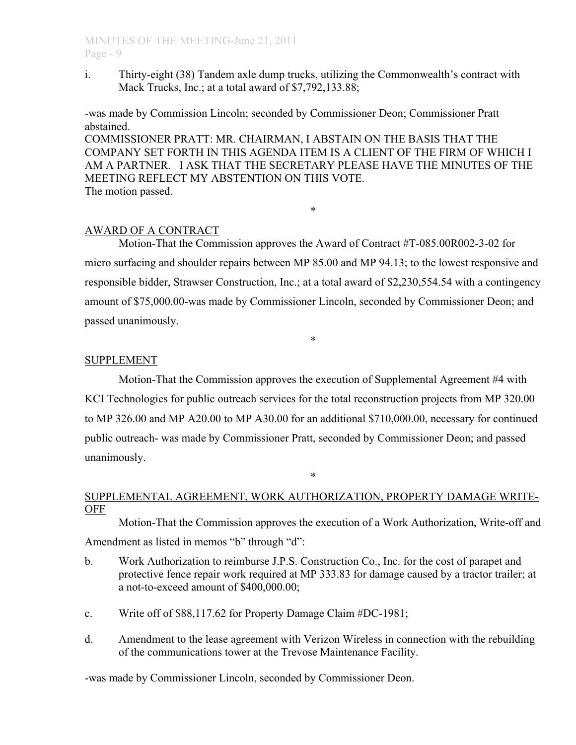i. Thirty-eight (38) Tandem axle dump trucks, utilizing the Commonwealth's contract with Mack Trucks, Inc.; at a total award of $7,792,133.88;

-was made by Commission Lincoln; seconded by Commissioner Deon; Commissioner Pratt abstained.
COMMISSIONER PRATT: MR. CHAIRMAN, I ABSTAIN ON THE BASIS THAT THE COMPANY SET FORTH IN THIS AGENDA ITEM IS A CLIENT OF THE FIRM OF WHICH I AM A PARTNER. I ASK THAT THE SECRETARY PLEASE HAVE THE MINUTES OF THE MEETING REFLECT MY ABSTENTION ON THIS VOTE.
The motion passed.

*

AWARD OF A CONTRACT

Motion-That the Commission approves the Award of Contract #T-085.00R002-3-02 for micro surfacing and shoulder repairs between MP 85.00 and MP 94.13; to the lowest responsive and responsible bidder, Strawser Construction, Inc.; at a total award of $2,230,554.54 with a contingency amount of $75,000.00-was made by Commissioner Lincoln, seconded by Commissioner Deon; and passed unanimously.

*

SUPPLEMENT

Motion-That the Commission approves the execution of Supplemental Agreement #4 with KCI Technologies for public outreach services for the total reconstruction projects from MP 320.00 to MP 326.00 and MP A20.00 to MP A30.00 for an additional $710,000.00, necessary for continued public outreach- was made by Commissioner Pratt, seconded by Commissioner Deon; and passed unanimously.

*

SUPPLEMENTAL AGREEMENT, WORK AUTHORIZATION, PROPERTY DAMAGE WRITE-OFF

Motion-That the Commission approves the execution of a Work Authorization, Write-off and Amendment as listed in memos "b" through "d":

b. Work Authorization to reimburse J.P.S. Construction Co., Inc. for the cost of parapet and protective fence repair work required at MP 333.83 for damage caused by a tractor trailer; at a not-to-exceed amount of $400,000.00;

c. Write off of $88,117.62 for Property Damage Claim #DC-1981;

d. Amendment to the lease agreement with Verizon Wireless in connection with the rebuilding of the communications tower at the Trevose Maintenance Facility.

-was made by Commissioner Lincoln, seconded by Commissioner Deon.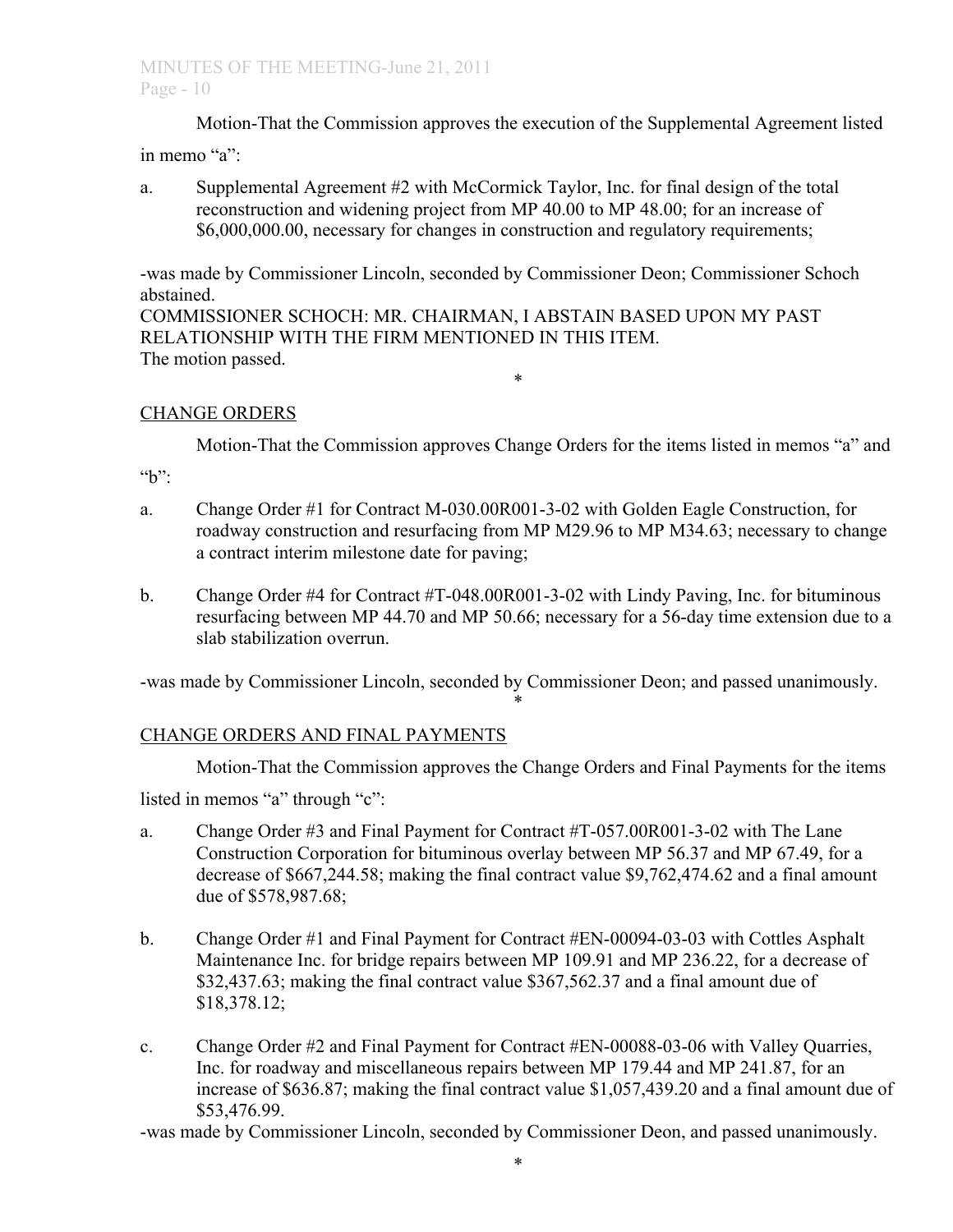Motion-That the Commission approves the execution of the Supplemental Agreement listed in memo "a":

a. Supplemental Agreement #2 with McCormick Taylor, Inc. for final design of the total reconstruction and widening project from MP 40.00 to MP 48.00; for an increase of $6,000,000.00, necessary for changes in construction and regulatory requirements;

-was made by Commissioner Lincoln, seconded by Commissioner Deon; Commissioner Schoch abstained.

COMMISSIONER SCHOCH: MR. CHAIRMAN, I ABSTAIN BASED UPON MY PAST RELATIONSHIP WITH THE FIRM MENTIONED IN THIS ITEM.

The motion passed.

\*

CHANGE ORDERS

Motion-That the Commission approves Change Orders for the items listed in memos "a" and "b":

a. Change Order #1 for Contract M-030.00R001-3-02 with Golden Eagle Construction, for roadway construction and resurfacing from MP M29.96 to MP M34.63; necessary to change a contract interim milestone date for paving;

b. Change Order #4 for Contract #T-048.00R001-3-02 with Lindy Paving, Inc. for bituminous resurfacing between MP 44.70 and MP 50.66; necessary for a 56-day time extension due to a slab stabilization overrun.

-was made by Commissioner Lincoln, seconded by Commissioner Deon; and passed unanimously.

\*

CHANGE ORDERS AND FINAL PAYMENTS

Motion-That the Commission approves the Change Orders and Final Payments for the items listed in memos "a" through "c":

a. Change Order #3 and Final Payment for Contract #T-057.00R001-3-02 with The Lane Construction Corporation for bituminous overlay between MP 56.37 and MP 67.49, for a decrease of $667,244.58; making the final contract value $9,762,474.62 and a final amount due of $578,987.68;

b. Change Order #1 and Final Payment for Contract #EN-00094-03-03 with Cottles Asphalt Maintenance Inc. for bridge repairs between MP 109.91 and MP 236.22, for a decrease of $32,437.63; making the final contract value $367,562.37 and a final amount due of $18,378.12;

c. Change Order #2 and Final Payment for Contract #EN-00088-03-06 with Valley Quarries, Inc. for roadway and miscellaneous repairs between MP 179.44 and MP 241.87, for an increase of $636.87; making the final contract value $1,057,439.20 and a final amount due of $53,476.99.

-was made by Commissioner Lincoln, seconded by Commissioner Deon, and passed unanimously.

\*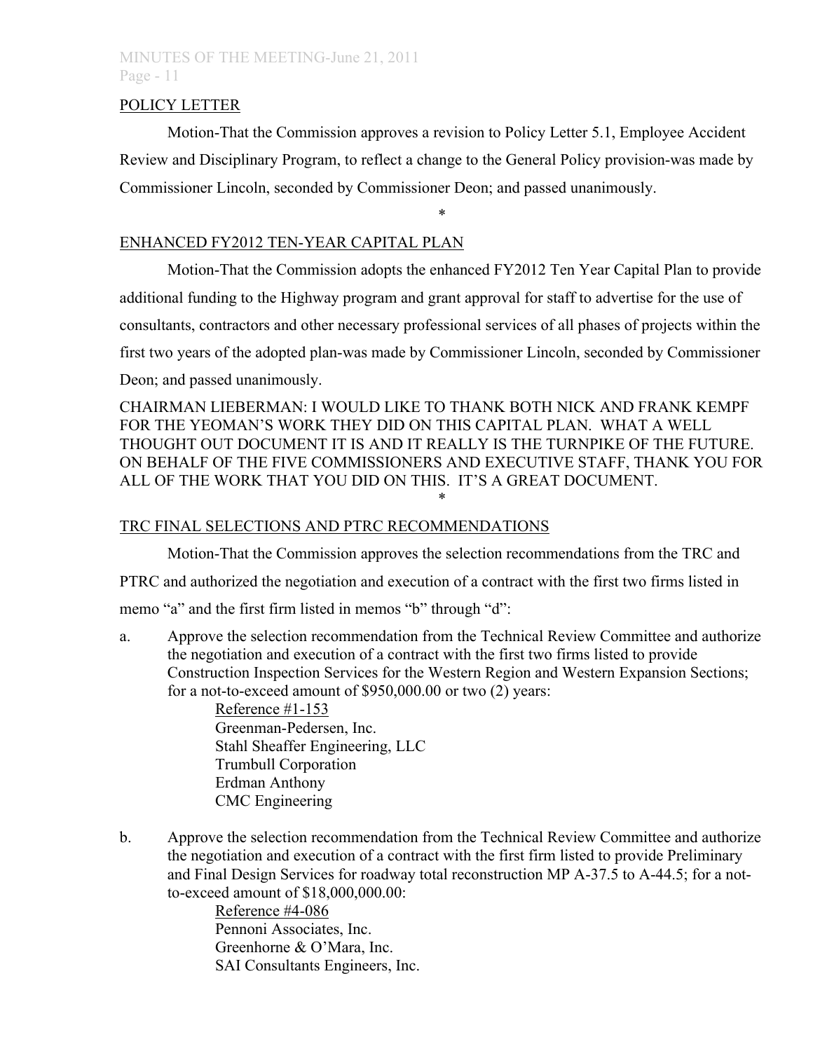POLICY LETTER

Motion-That the Commission approves a revision to Policy Letter 5.1, Employee Accident Review and Disciplinary Program, to reflect a change to the General Policy provision-was made by Commissioner Lincoln, seconded by Commissioner Deon; and passed unanimously.

*

ENHANCED FY2012 TEN-YEAR CAPITAL PLAN

Motion-That the Commission adopts the enhanced FY2012 Ten Year Capital Plan to provide additional funding to the Highway program and grant approval for staff to advertise for the use of consultants, contractors and other necessary professional services of all phases of projects within the first two years of the adopted plan-was made by Commissioner Lincoln, seconded by Commissioner Deon; and passed unanimously.

CHAIRMAN LIEBERMAN: I WOULD LIKE TO THANK BOTH NICK AND FRANK KEMPF FOR THE YEOMAN'S WORK THEY DID ON THIS CAPITAL PLAN. WHAT A WELL THOUGHT OUT DOCUMENT IT IS AND IT REALLY IS THE TURNPIKE OF THE FUTURE. ON BEHALF OF THE FIVE COMMISSIONERS AND EXECUTIVE STAFF, THANK YOU FOR ALL OF THE WORK THAT YOU DID ON THIS. IT'S A GREAT DOCUMENT.

*

TRC FINAL SELECTIONS AND PTRC RECOMMENDATIONS

Motion-That the Commission approves the selection recommendations from the TRC and PTRC and authorized the negotiation and execution of a contract with the first two firms listed in memo "a" and the first firm listed in memos "b" through "d":

a. Approve the selection recommendation from the Technical Review Committee and authorize the negotiation and execution of a contract with the first two firms listed to provide Construction Inspection Services for the Western Region and Western Expansion Sections; for a not-to-exceed amount of $950,000.00 or two (2) years:

    Reference #1-153
    Greenman-Pedersen, Inc.
    Stahl Sheaffer Engineering, LLC
    Trumbull Corporation
    Erdman Anthony
    CMC Engineering

b. Approve the selection recommendation from the Technical Review Committee and authorize the negotiation and execution of a contract with the first firm listed to provide Preliminary and Final Design Services for roadway total reconstruction MP A-37.5 to A-44.5; for a not-to-exceed amount of $18,000,000.00:

    Reference #4-086
    Pennoni Associates, Inc.
    Greenhorne & O'Mara, Inc.
    SAI Consultants Engineers, Inc.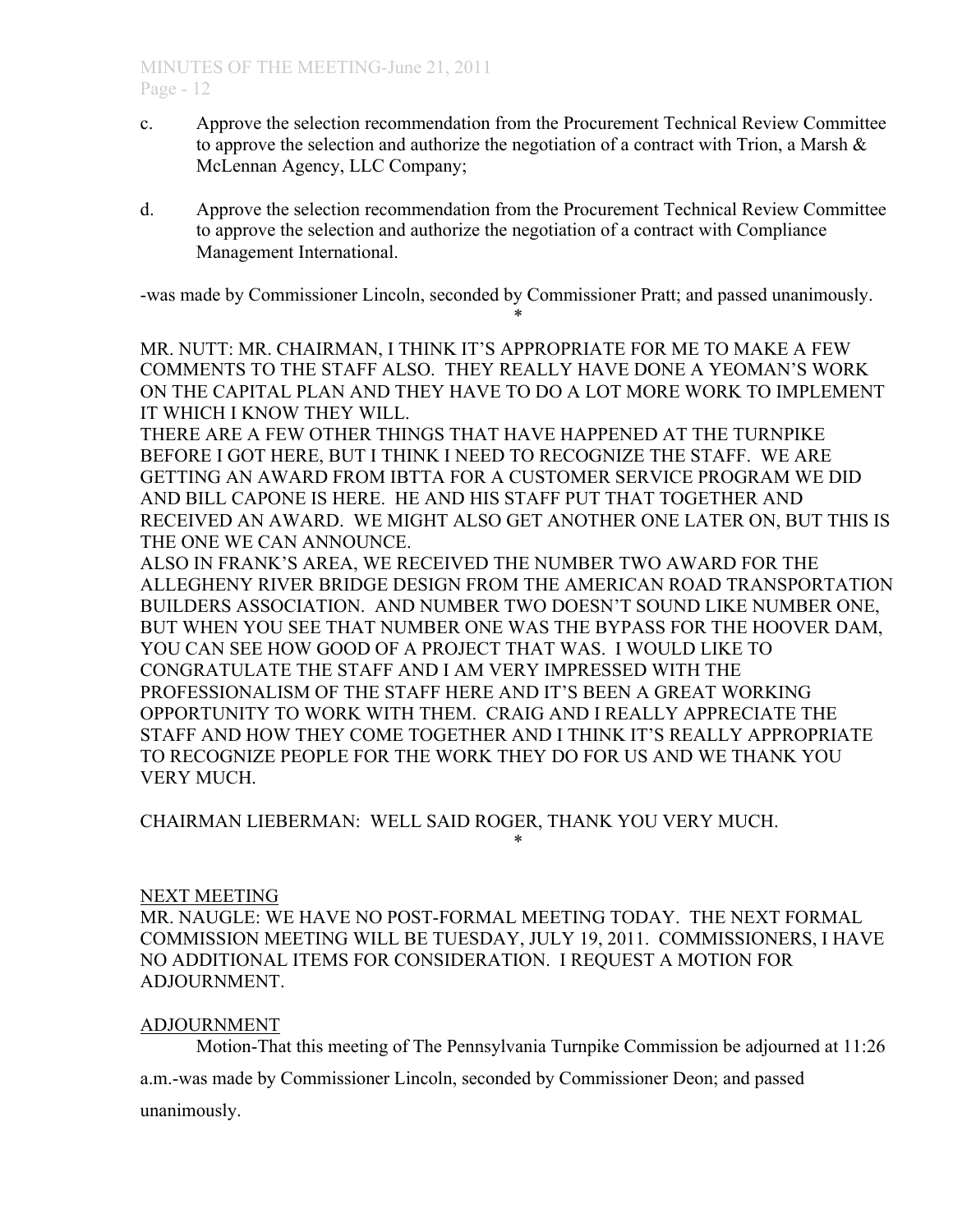c. Approve the selection recommendation from the Procurement Technical Review Committee to approve the selection and authorize the negotiation of a contract with Trion, a Marsh & McLennan Agency, LLC Company;

d. Approve the selection recommendation from the Procurement Technical Review Committee to approve the selection and authorize the negotiation of a contract with Compliance Management International.

-was made by Commissioner Lincoln, seconded by Commissioner Pratt; and passed unanimously.

\*

MR. NUTT: MR. CHAIRMAN, I THINK IT'S APPROPRIATE FOR ME TO MAKE A FEW COMMENTS TO THE STAFF ALSO. THEY REALLY HAVE DONE A YEOMAN'S WORK ON THE CAPITAL PLAN AND THEY HAVE TO DO A LOT MORE WORK TO IMPLEMENT IT WHICH I KNOW THEY WILL.

THERE ARE A FEW OTHER THINGS THAT HAVE HAPPENED AT THE TURNPIKE BEFORE I GOT HERE, BUT I THINK I NEED TO RECOGNIZE THE STAFF. WE ARE GETTING AN AWARD FROM IBTTA FOR A CUSTOMER SERVICE PROGRAM WE DID AND BILL CAPONE IS HERE. HE AND HIS STAFF PUT THAT TOGETHER AND RECEIVED AN AWARD. WE MIGHT ALSO GET ANOTHER ONE LATER ON, BUT THIS IS THE ONE WE CAN ANNOUNCE.

ALSO IN FRANK'S AREA, WE RECEIVED THE NUMBER TWO AWARD FOR THE ALLEGHENY RIVER BRIDGE DESIGN FROM THE AMERICAN ROAD TRANSPORTATION BUILDERS ASSOCIATION. AND NUMBER TWO DOESN'T SOUND LIKE NUMBER ONE, BUT WHEN YOU SEE THAT NUMBER ONE WAS THE BYPASS FOR THE HOOVER DAM, YOU CAN SEE HOW GOOD OF A PROJECT THAT WAS. I WOULD LIKE TO CONGRATULATE THE STAFF AND I AM VERY IMPRESSED WITH THE PROFESSIONALISM OF THE STAFF HERE AND IT'S BEEN A GREAT WORKING OPPORTUNITY TO WORK WITH THEM. CRAIG AND I REALLY APPRECIATE THE STAFF AND HOW THEY COME TOGETHER AND I THINK IT'S REALLY APPROPRIATE TO RECOGNIZE PEOPLE FOR THE WORK THEY DO FOR US AND WE THANK YOU VERY MUCH.

CHAIRMAN LIEBERMAN: WELL SAID ROGER, THANK YOU VERY MUCH.

\*

## NEXT MEETING

MR. NAUGLE: WE HAVE NO POST-FORMAL MEETING TODAY. THE NEXT FORMAL COMMISSION MEETING WILL BE TUESDAY, JULY 19, 2011. COMMISSIONERS, I HAVE NO ADDITIONAL ITEMS FOR CONSIDERATION. I REQUEST A MOTION FOR ADJOURNMENT.

## ADJOURNMENT

Motion-That this meeting of The Pennsylvania Turnpike Commission be adjourned at 11:26 a.m.-was made by Commissioner Lincoln, seconded by Commissioner Deon; and passed unanimously.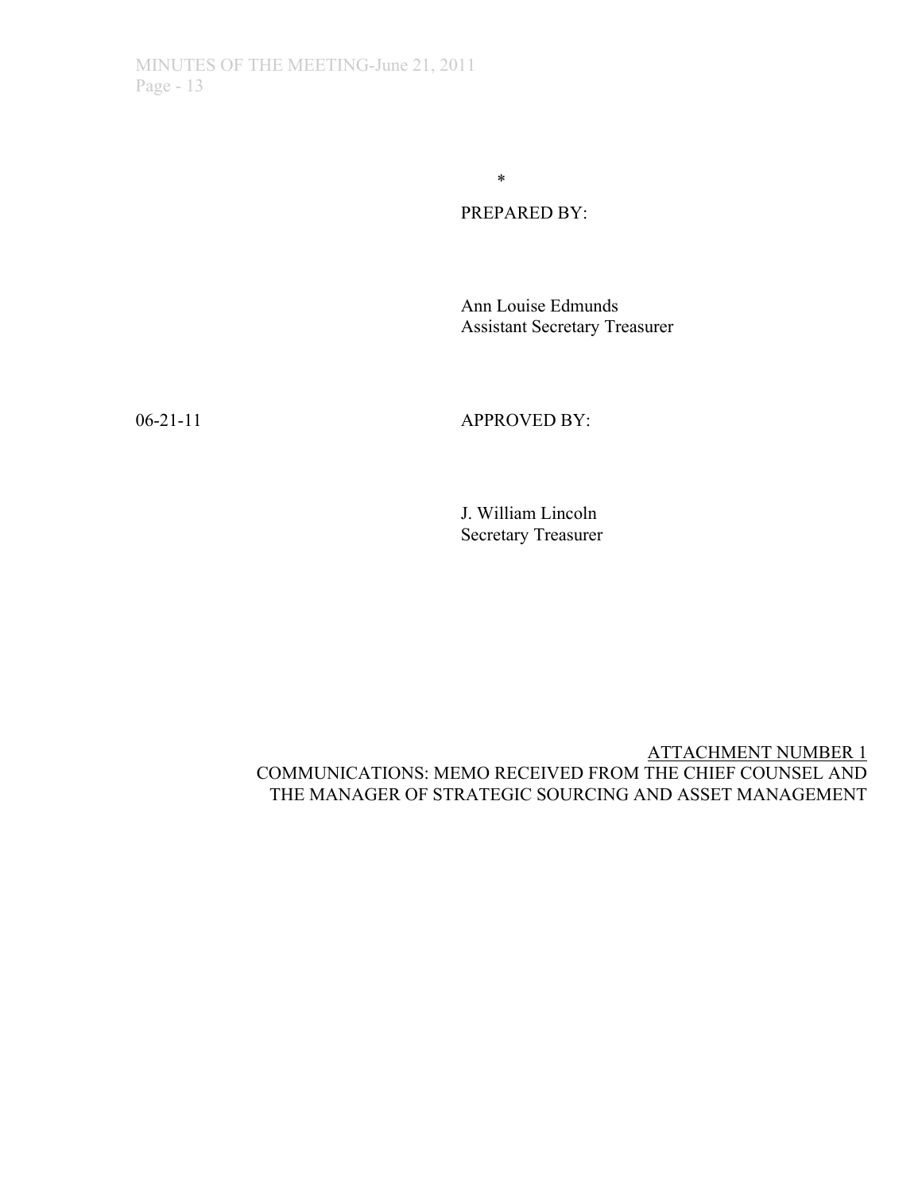*

PREPARED BY:

Ann Louise Edmunds
Assistant Secretary Treasurer

06-21-11

APPROVED BY:

J. William Lincoln
Secretary Treasurer

<u>ATTACHMENT NUMBER 1</u>
COMMUNICATIONS: MEMO RECEIVED FROM THE CHIEF COUNSEL AND THE MANAGER OF STRATEGIC SOURCING AND ASSET MANAGEMENT